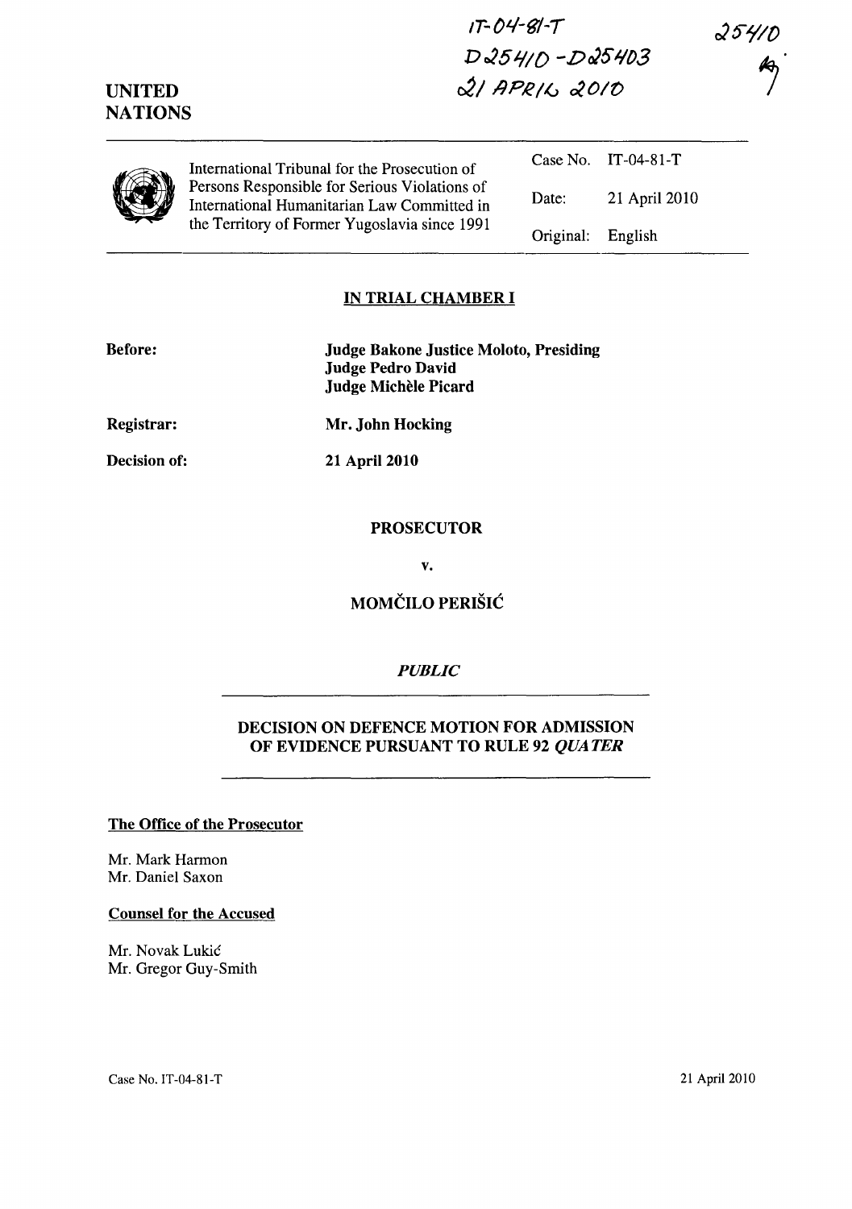IT-04-81-T
D25410 - D25403
21 APRIL 2010

25410

**UNITED NATIONS**

| | | |
|---|---|---|
| International Tribunal for the Prosecution of Persons Responsible for Serious Violations of International Humanitarian Law Committed in the Territory of Former Yugoslavia since 1991 | Case No. | IT-04-81-T |
| | Date: | 21 April 2010 |
| | Original: | English |

## IN TRIAL CHAMBER I

**Before:** **Judge Bakone Justice Moloto, Presiding**
**Judge Pedro David**
**Judge Michèle Picard**

**Registrar:** **Mr. John Hocking**

**Decision of:** **21 April 2010**

**PROSECUTOR**

**v.**

**MOMČILO PERIŠIĆ**

***PUBLIC***

## DECISION ON DEFENCE MOTION FOR ADMISSION OF EVIDENCE PURSUANT TO RULE 92 *QUATER*

**The Office of the Prosecutor**

Mr. Mark Harmon
Mr. Daniel Saxon

**Counsel for the Accused**

Mr. Novak Lukić
Mr. Gregor Guy-Smith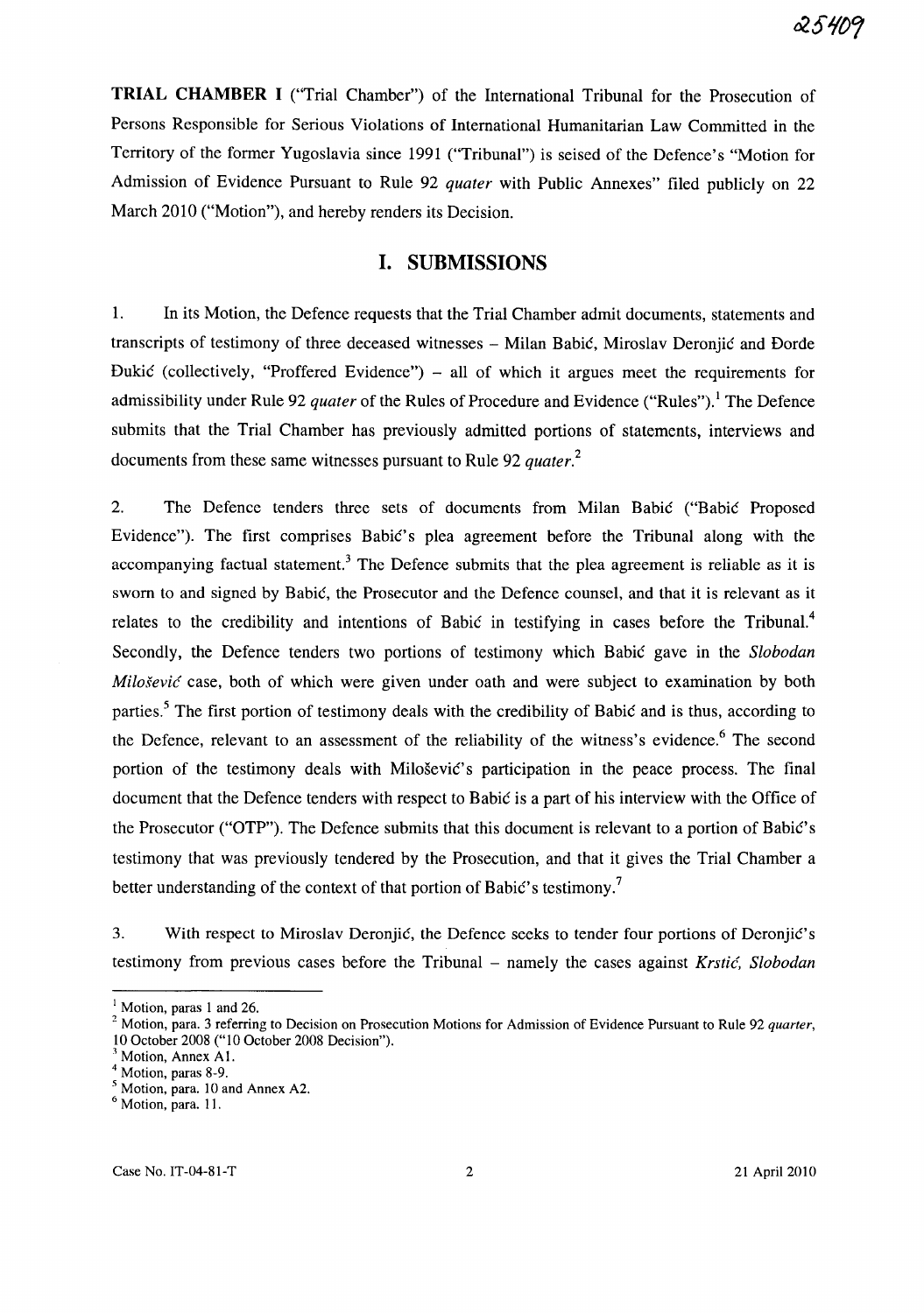**TRIAL CHAMBER I** ("Trial Chamber") of the International Tribunal for the Prosecution of Persons Responsible for Serious Violations of International Humanitarian Law Committed in the Territory of the former Yugoslavia since 1991 ("Tribunal") is seised of the Defence's "Motion for Admission of Evidence Pursuant to Rule 92 *quater* with Public Annexes" filed publicly on 22 March 2010 ("Motion"), and hereby renders its Decision.

## I. SUBMISSIONS

1. In its Motion, the Defence requests that the Trial Chamber admit documents, statements and transcripts of testimony of three deceased witnesses – Milan Babić, Miroslav Deronjić and Đorđe Đukić (collectively, "Proffered Evidence") – all of which it argues meet the requirements for admissibility under Rule 92 *quater* of the Rules of Procedure and Evidence ("Rules").[1] The Defence submits that the Trial Chamber has previously admitted portions of statements, interviews and documents from these same witnesses pursuant to Rule 92 *quater*.[2]

2. The Defence tenders three sets of documents from Milan Babić ("Babić Proposed Evidence"). The first comprises Babić's plea agreement before the Tribunal along with the accompanying factual statement.[3] The Defence submits that the plea agreement is reliable as it is sworn to and signed by Babić, the Prosecutor and the Defence counsel, and that it is relevant as it relates to the credibility and intentions of Babić in testifying in cases before the Tribunal.[4] Secondly, the Defence tenders two portions of testimony which Babić gave in the *Slobodan Milošević* case, both of which were given under oath and were subject to examination by both parties.[5] The first portion of testimony deals with the credibility of Babić and is thus, according to the Defence, relevant to an assessment of the reliability of the witness's evidence.[6] The second portion of the testimony deals with Milošević's participation in the peace process. The final document that the Defence tenders with respect to Babić is a part of his interview with the Office of the Prosecutor ("OTP"). The Defence submits that this document is relevant to a portion of Babić's testimony that was previously tendered by the Prosecution, and that it gives the Trial Chamber a better understanding of the context of that portion of Babić's testimony.[7]

3. With respect to Miroslav Deronjić, the Defence seeks to tender four portions of Deronjić's testimony from previous cases before the Tribunal – namely the cases against *Krstić, Slobodan*

---

[1] Motion, paras 1 and 26.

[2] Motion, para. 3 referring to Decision on Prosecution Motions for Admission of Evidence Pursuant to Rule 92 *quarter*, 10 October 2008 ("10 October 2008 Decision").

[3] Motion, Annex A1.

[4] Motion, paras 8-9.

[5] Motion, para. 10 and Annex A2.

[6] Motion, para. 11.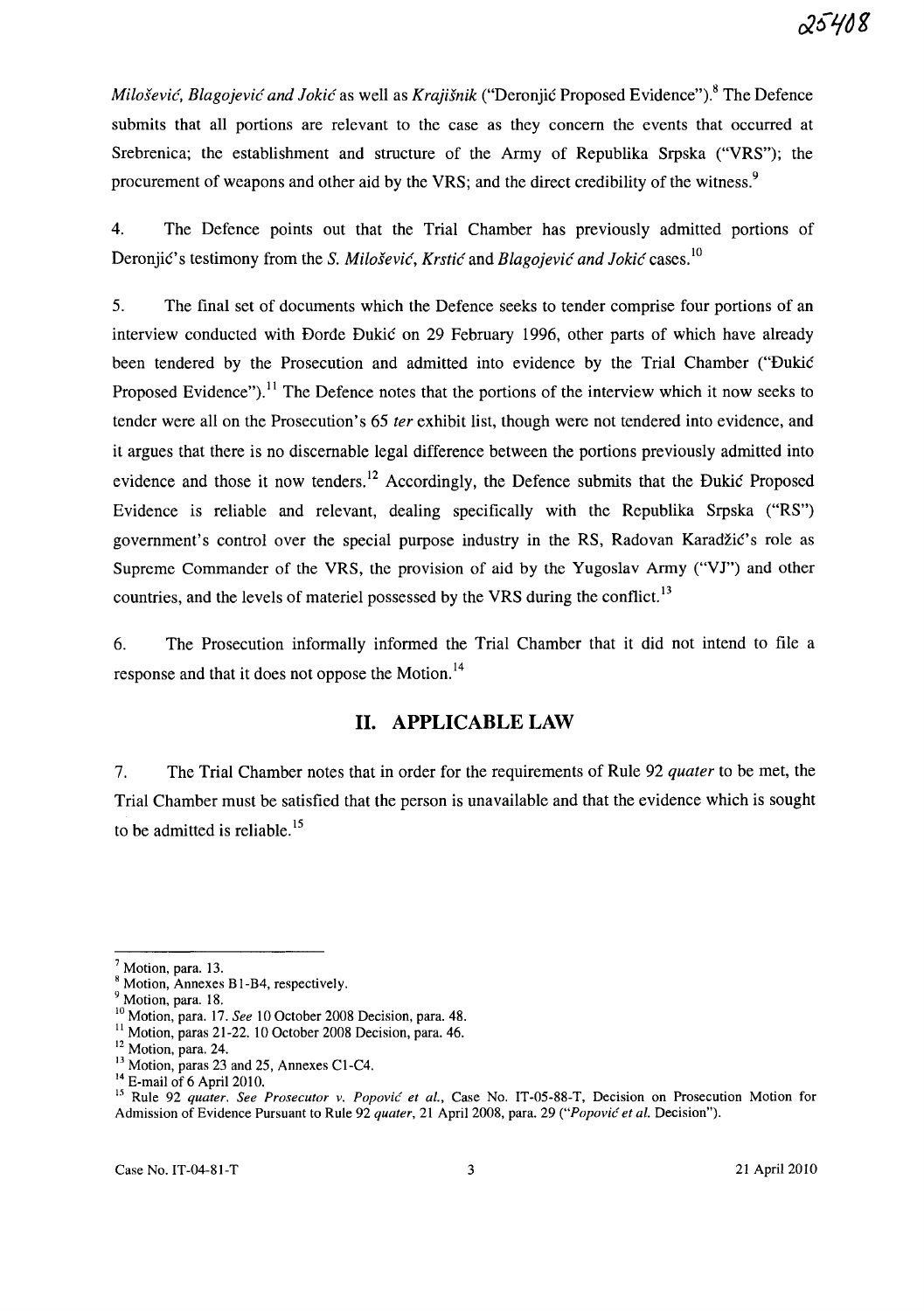*Milošević, Blagojević and Jokić* as well as *Krajišnik* ("Deronjić Proposed Evidence").[8] The Defence submits that all portions are relevant to the case as they concern the events that occurred at Srebrenica; the establishment and structure of the Army of Republika Srpska ("VRS"); the procurement of weapons and other aid by the VRS; and the direct credibility of the witness.[9]

4. The Defence points out that the Trial Chamber has previously admitted portions of Deronjić's testimony from the *S. Milošević, Krstić* and *Blagojević and Jokić* cases.[10]

5. The final set of documents which the Defence seeks to tender comprise four portions of an interview conducted with Đorđe Đukić on 29 February 1996, other parts of which have already been tendered by the Prosecution and admitted into evidence by the Trial Chamber ("Đukić Proposed Evidence").[11] The Defence notes that the portions of the interview which it now seeks to tender were all on the Prosecution's 65 *ter* exhibit list, though were not tendered into evidence, and it argues that there is no discernable legal difference between the portions previously admitted into evidence and those it now tenders.[12] Accordingly, the Defence submits that the Đukić Proposed Evidence is reliable and relevant, dealing specifically with the Republika Srpska ("RS") government's control over the special purpose industry in the RS, Radovan Karadžić's role as Supreme Commander of the VRS, the provision of aid by the Yugoslav Army ("VJ") and other countries, and the levels of materiel possessed by the VRS during the conflict.[13]

6. The Prosecution informally informed the Trial Chamber that it did not intend to file a response and that it does not oppose the Motion.[14]

## II. APPLICABLE LAW

7. The Trial Chamber notes that in order for the requirements of Rule 92 *quater* to be met, the Trial Chamber must be satisfied that the person is unavailable and that the evidence which is sought to be admitted is reliable.[15]

---

[7] Motion, para. 13.
[8] Motion, Annexes B1-B4, respectively.
[9] Motion, para. 18.
[10] Motion, para. 17. *See* 10 October 2008 Decision, para. 48.
[11] Motion, paras 21-22. 10 October 2008 Decision, para. 46.
[12] Motion, para. 24.
[13] Motion, paras 23 and 25, Annexes C1-C4.
[14] E-mail of 6 April 2010.
[15] Rule 92 *quater*. *See Prosecutor v. Popović et al.*, Case No. IT-05-88-T, Decision on Prosecution Motion for Admission of Evidence Pursuant to Rule 92 *quater*, 21 April 2008, para. 29 ("*Popović et al.* Decision").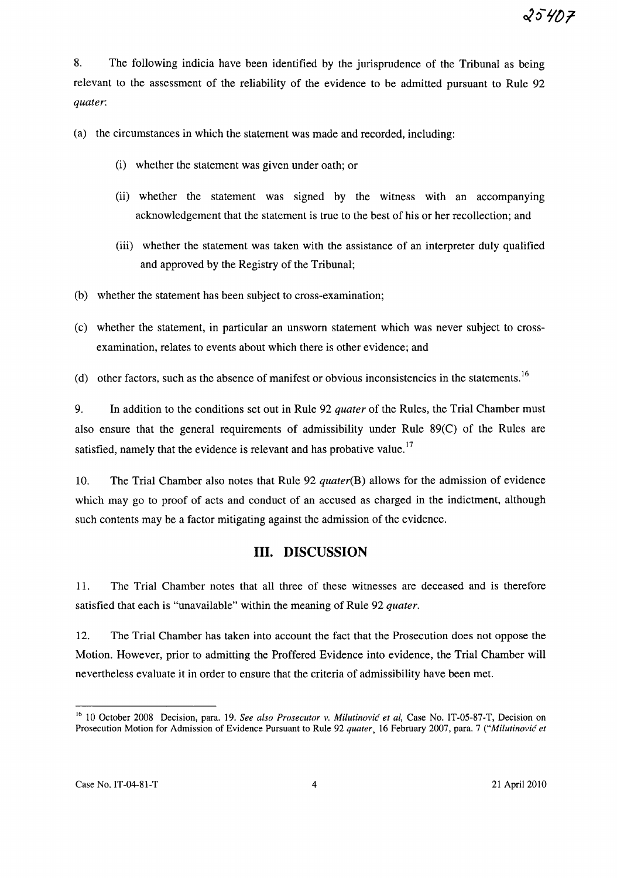8. The following indicia have been identified by the jurisprudence of the Tribunal as being relevant to the assessment of the reliability of the evidence to be admitted pursuant to Rule 92 *quater*:

(a) the circumstances in which the statement was made and recorded, including:

(i) whether the statement was given under oath; or

(ii) whether the statement was signed by the witness with an accompanying acknowledgement that the statement is true to the best of his or her recollection; and

(iii) whether the statement was taken with the assistance of an interpreter duly qualified and approved by the Registry of the Tribunal;

(b) whether the statement has been subject to cross-examination;

(c) whether the statement, in particular an unsworn statement which was never subject to cross-examination, relates to events about which there is other evidence; and

(d) other factors, such as the absence of manifest or obvious inconsistencies in the statements.[16]

9. In addition to the conditions set out in Rule 92 *quater* of the Rules, the Trial Chamber must also ensure that the general requirements of admissibility under Rule 89(C) of the Rules are satisfied, namely that the evidence is relevant and has probative value.[17]

10. The Trial Chamber also notes that Rule 92 *quater*(B) allows for the admission of evidence which may go to proof of acts and conduct of an accused as charged in the indictment, although such contents may be a factor mitigating against the admission of the evidence.

## III. DISCUSSION

11. The Trial Chamber notes that all three of these witnesses are deceased and is therefore satisfied that each is "unavailable" within the meaning of Rule 92 *quater*.

12. The Trial Chamber has taken into account the fact that the Prosecution does not oppose the Motion. However, prior to admitting the Proffered Evidence into evidence, the Trial Chamber will nevertheless evaluate it in order to ensure that the criteria of admissibility have been met.

---

[16] 10 October 2008 Decision, para. 19. *See also Prosecutor v. Milutinović et al,* Case No. IT-05-87-T, Decision on Prosecution Motion for Admission of Evidence Pursuant to Rule 92 *quater*, 16 February 2007, para. 7 (*"Milutinović et*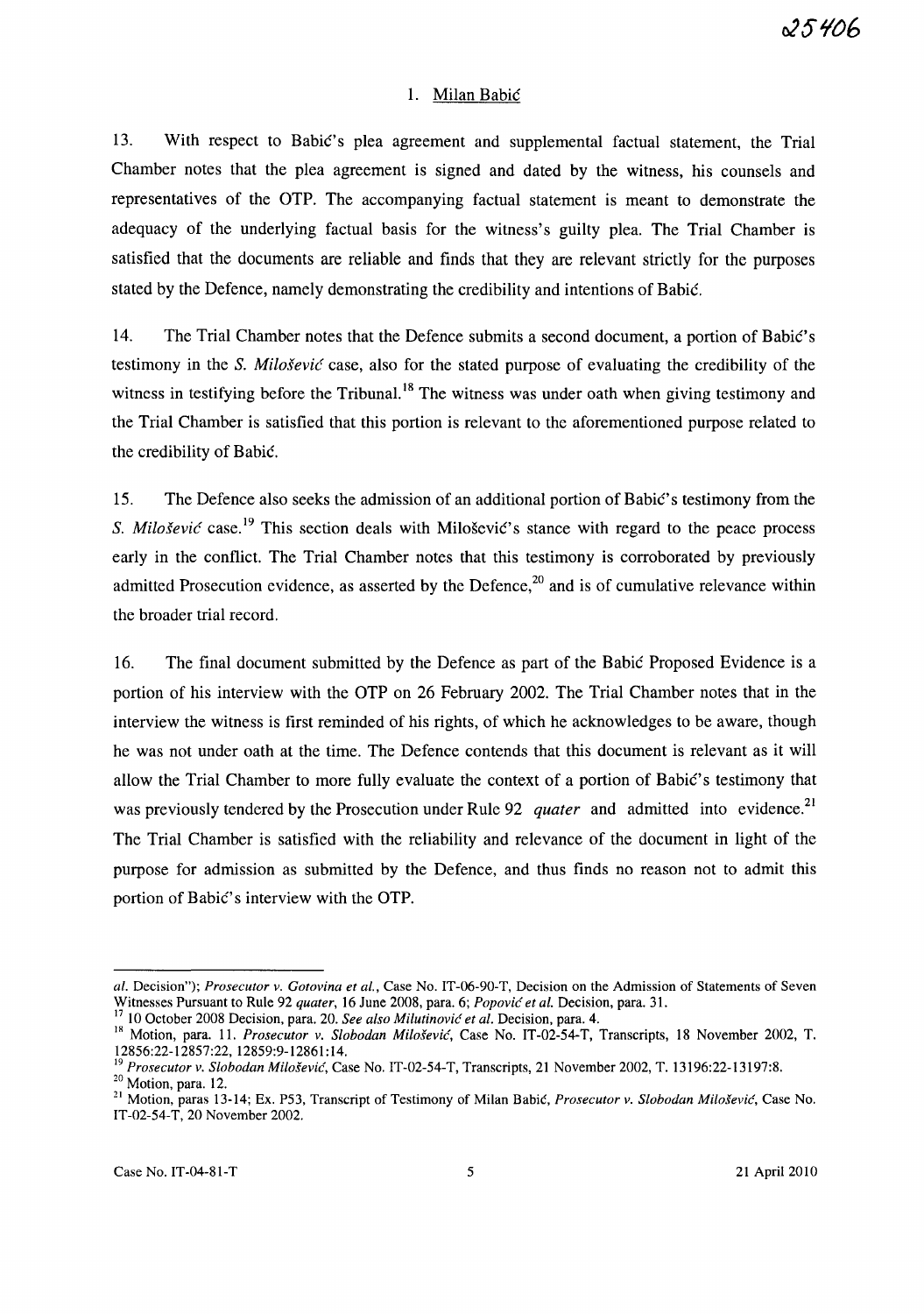### 1. Milan Babić

13. With respect to Babić's plea agreement and supplemental factual statement, the Trial Chamber notes that the plea agreement is signed and dated by the witness, his counsels and representatives of the OTP. The accompanying factual statement is meant to demonstrate the adequacy of the underlying factual basis for the witness's guilty plea. The Trial Chamber is satisfied that the documents are reliable and finds that they are relevant strictly for the purposes stated by the Defence, namely demonstrating the credibility and intentions of Babić.

14. The Trial Chamber notes that the Defence submits a second document, a portion of Babić's testimony in the *S. Milošević* case, also for the stated purpose of evaluating the credibility of the witness in testifying before the Tribunal.[18] The witness was under oath when giving testimony and the Trial Chamber is satisfied that this portion is relevant to the aforementioned purpose related to the credibility of Babić.

15. The Defence also seeks the admission of an additional portion of Babić's testimony from the *S. Milošević* case.[19] This section deals with Milošević's stance with regard to the peace process early in the conflict. The Trial Chamber notes that this testimony is corroborated by previously admitted Prosecution evidence, as asserted by the Defence,[20] and is of cumulative relevance within the broader trial record.

16. The final document submitted by the Defence as part of the Babić Proposed Evidence is a portion of his interview with the OTP on 26 February 2002. The Trial Chamber notes that in the interview the witness is first reminded of his rights, of which he acknowledges to be aware, though he was not under oath at the time. The Defence contends that this document is relevant as it will allow the Trial Chamber to more fully evaluate the context of a portion of Babić's testimony that was previously tendered by the Prosecution under Rule 92 *quater* and admitted into evidence.[21] The Trial Chamber is satisfied with the reliability and relevance of the document in light of the purpose for admission as submitted by the Defence, and thus finds no reason not to admit this portion of Babić's interview with the OTP.

---

*al.* Decision"); *Prosecutor v. Gotovina et al.*, Case No. IT-06-90-T, Decision on the Admission of Statements of Seven Witnesses Pursuant to Rule 92 *quater*, 16 June 2008, para. 6; *Popović et al.* Decision, para. 31.

[17] 10 October 2008 Decision, para. 20. *See also Milutinović et al.* Decision, para. 4.

[18] Motion, para. 11. *Prosecutor v. Slobodan Milošević*, Case No. IT-02-54-T, Transcripts, 18 November 2002, T. 12856:22-12857:22, 12859:9-12861:14.

[19] *Prosecutor v. Slobodan Milošević*, Case No. IT-02-54-T, Transcripts, 21 November 2002, T. 13196:22-13197:8.

[20] Motion, para. 12.

[21] Motion, paras 13-14; Ex. P53, Transcript of Testimony of Milan Babić, *Prosecutor v. Slobodan Milošević*, Case No. IT-02-54-T, 20 November 2002.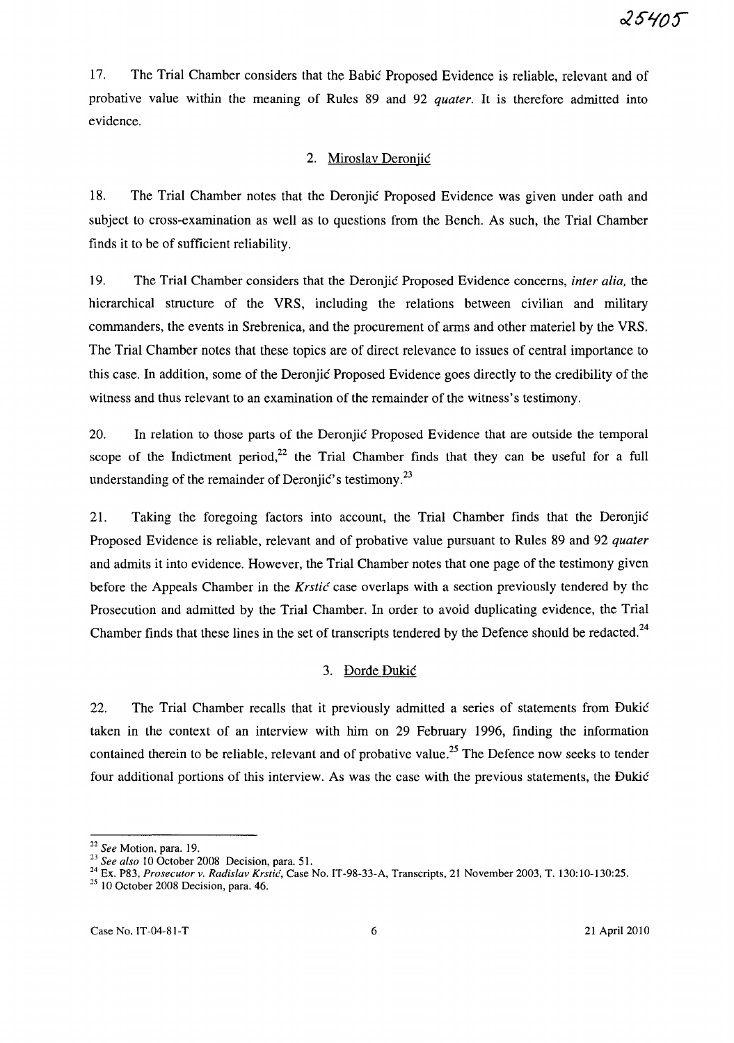17. The Trial Chamber considers that the Babić Proposed Evidence is reliable, relevant and of probative value within the meaning of Rules 89 and 92 *quater*. It is therefore admitted into evidence.

2. Miroslav Deronjić

18. The Trial Chamber notes that the Deronjić Proposed Evidence was given under oath and subject to cross-examination as well as to questions from the Bench. As such, the Trial Chamber finds it to be of sufficient reliability.

19. The Trial Chamber considers that the Deronjić Proposed Evidence concerns, *inter alia*, the hierarchical structure of the VRS, including the relations between civilian and military commanders, the events in Srebrenica, and the procurement of arms and other materiel by the VRS. The Trial Chamber notes that these topics are of direct relevance to issues of central importance to this case. In addition, some of the Deronjić Proposed Evidence goes directly to the credibility of the witness and thus relevant to an examination of the remainder of the witness's testimony.

20. In relation to those parts of the Deronjić Proposed Evidence that are outside the temporal scope of the Indictment period,[22] the Trial Chamber finds that they can be useful for a full understanding of the remainder of Deronjić's testimony.[23]

21. Taking the foregoing factors into account, the Trial Chamber finds that the Deronjić Proposed Evidence is reliable, relevant and of probative value pursuant to Rules 89 and 92 *quater* and admits it into evidence. However, the Trial Chamber notes that one page of the testimony given before the Appeals Chamber in the *Krstić* case overlaps with a section previously tendered by the Prosecution and admitted by the Trial Chamber. In order to avoid duplicating evidence, the Trial Chamber finds that these lines in the set of transcripts tendered by the Defence should be redacted.[24]

3. Đorđe Đukić

22. The Trial Chamber recalls that it previously admitted a series of statements from Đukić taken in the context of an interview with him on 29 February 1996, finding the information contained therein to be reliable, relevant and of probative value.[25] The Defence now seeks to tender four additional portions of this interview. As was the case with the previous statements, the Đukić

---

[22] *See* Motion, para. 19.

[23] *See also* 10 October 2008 Decision, para. 51.

[24] Ex. P83, *Prosecutor v. Radislav Krstić*, Case No. IT-98-33-A, Transcripts, 21 November 2003, T. 130:10-130:25.

[25] 10 October 2008 Decision, para. 46.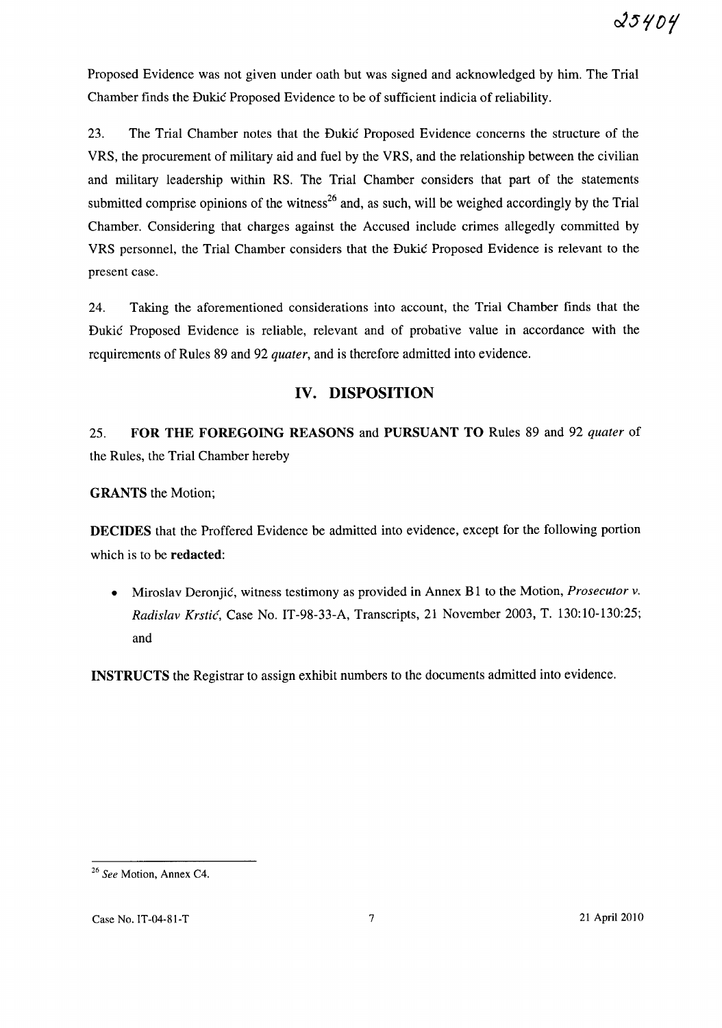Proposed Evidence was not given under oath but was signed and acknowledged by him. The Trial Chamber finds the Đukić Proposed Evidence to be of sufficient indicia of reliability.

23. The Trial Chamber notes that the Đukić Proposed Evidence concerns the structure of the VRS, the procurement of military aid and fuel by the VRS, and the relationship between the civilian and military leadership within RS. The Trial Chamber considers that part of the statements submitted comprise opinions of the witness[26] and, as such, will be weighed accordingly by the Trial Chamber. Considering that charges against the Accused include crimes allegedly committed by VRS personnel, the Trial Chamber considers that the Đukić Proposed Evidence is relevant to the present case.

24. Taking the aforementioned considerations into account, the Trial Chamber finds that the Đukić Proposed Evidence is reliable, relevant and of probative value in accordance with the requirements of Rules 89 and 92 *quater*, and is therefore admitted into evidence.

## IV. DISPOSITION

25. **FOR THE FOREGOING REASONS** and **PURSUANT TO** Rules 89 and 92 *quater* of the Rules, the Trial Chamber hereby

**GRANTS** the Motion;

**DECIDES** that the Proffered Evidence be admitted into evidence, except for the following portion which is to be **redacted**:

- Miroslav Deronjić, witness testimony as provided in Annex B1 to the Motion, *Prosecutor v. Radislav Krstić*, Case No. IT-98-33-A, Transcripts, 21 November 2003, T. 130:10-130:25; and

**INSTRUCTS** the Registrar to assign exhibit numbers to the documents admitted into evidence.

---

[26] *See* Motion, Annex C4.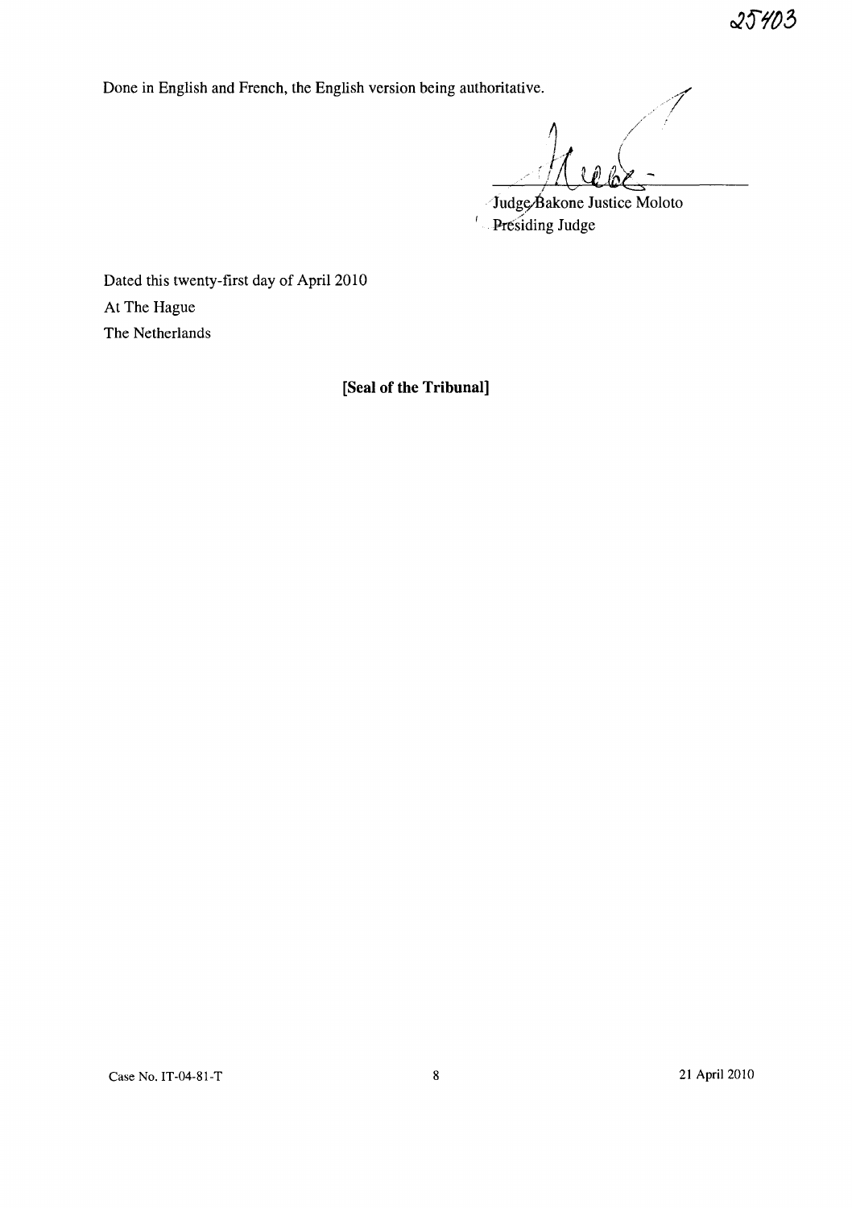Done in English and French, the English version being authoritative.

Judge Bakone Justice Moloto
Presiding Judge

Dated this twenty-first day of April 2010
At The Hague
The Netherlands

**[Seal of the Tribunal]**